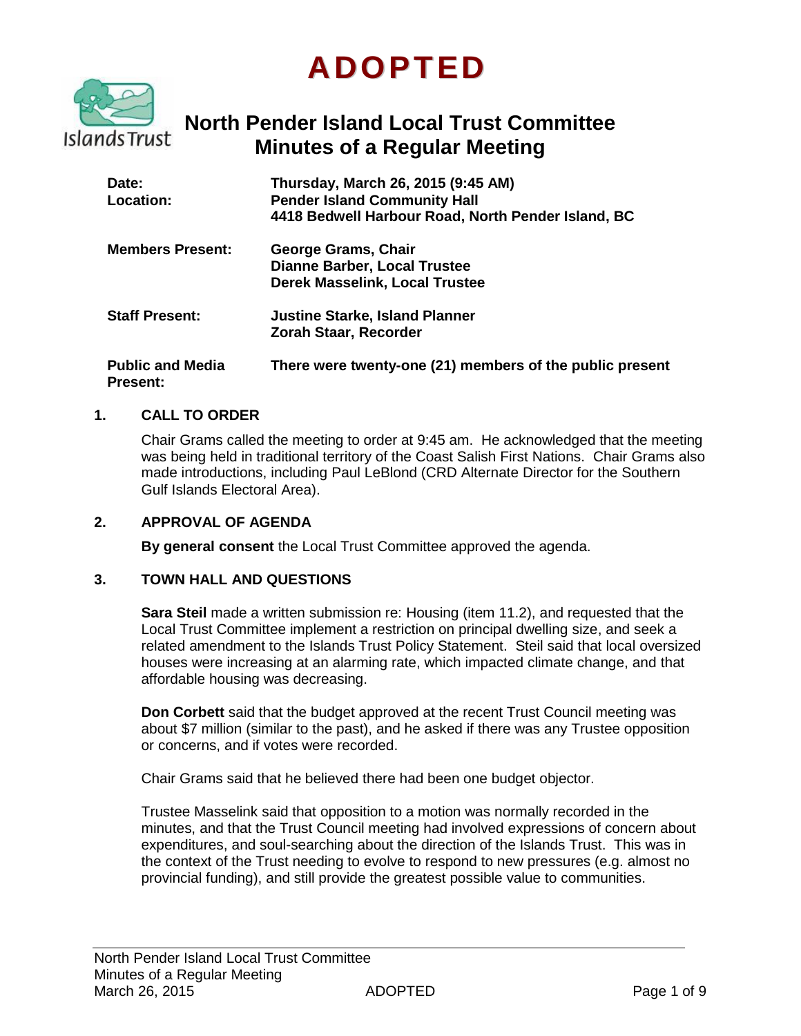# ADOPTED

## North Pender Island Local Trust Committee Minutes of a Regular Meeting

| | |
|---|---|
| **Date:** | **Thursday, March 26, 2015 (9:45 AM)** |
| **Location:** | **Pender Island Community Hall**<br>**4418 Bedwell Harbour Road, North Pender Island, BC** |
| **Members Present:** | **George Grams, Chair**<br>**Dianne Barber, Local Trustee**<br>**Derek Masselink, Local Trustee** |
| **Staff Present:** | **Justine Starke, Island Planner**<br>**Zorah Staar, Recorder** |
| **Public and Media Present:** | **There were twenty-one (21) members of the public present** |

### 1. CALL TO ORDER

Chair Grams called the meeting to order at 9:45 am. He acknowledged that the meeting was being held in traditional territory of the Coast Salish First Nations. Chair Grams also made introductions, including Paul LeBlond (CRD Alternate Director for the Southern Gulf Islands Electoral Area).

### 2. APPROVAL OF AGENDA

**By general consent** the Local Trust Committee approved the agenda.

### 3. TOWN HALL AND QUESTIONS

**Sara Steil** made a written submission re: Housing (item 11.2), and requested that the Local Trust Committee implement a restriction on principal dwelling size, and seek a related amendment to the Islands Trust Policy Statement. Steil said that local oversized houses were increasing at an alarming rate, which impacted climate change, and that affordable housing was decreasing.

**Don Corbett** said that the budget approved at the recent Trust Council meeting was about $7 million (similar to the past), and he asked if there was any Trustee opposition or concerns, and if votes were recorded.

Chair Grams said that he believed there had been one budget objector.

Trustee Masselink said that opposition to a motion was normally recorded in the minutes, and that the Trust Council meeting had involved expressions of concern about expenditures, and soul-searching about the direction of the Islands Trust. This was in the context of the Trust needing to evolve to respond to new pressures (e.g. almost no provincial funding), and still provide the greatest possible value to communities.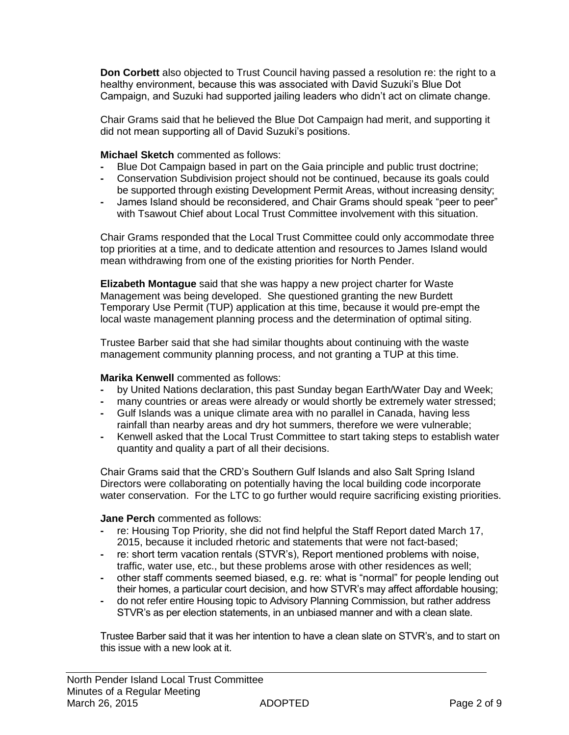**Don Corbett** also objected to Trust Council having passed a resolution re: the right to a healthy environment, because this was associated with David Suzuki's Blue Dot Campaign, and Suzuki had supported jailing leaders who didn't act on climate change.

Chair Grams said that he believed the Blue Dot Campaign had merit, and supporting it did not mean supporting all of David Suzuki's positions.

**Michael Sketch** commented as follows:

- Blue Dot Campaign based in part on the Gaia principle and public trust doctrine;
- Conservation Subdivision project should not be continued, because its goals could be supported through existing Development Permit Areas, without increasing density;
- James Island should be reconsidered, and Chair Grams should speak "peer to peer" with Tsawout Chief about Local Trust Committee involvement with this situation.

Chair Grams responded that the Local Trust Committee could only accommodate three top priorities at a time, and to dedicate attention and resources to James Island would mean withdrawing from one of the existing priorities for North Pender.

**Elizabeth Montague** said that she was happy a new project charter for Waste Management was being developed. She questioned granting the new Burdett Temporary Use Permit (TUP) application at this time, because it would pre-empt the local waste management planning process and the determination of optimal siting.

Trustee Barber said that she had similar thoughts about continuing with the waste management community planning process, and not granting a TUP at this time.

**Marika Kenwell** commented as follows:

- by United Nations declaration, this past Sunday began Earth/Water Day and Week;
- many countries or areas were already or would shortly be extremely water stressed;
- Gulf Islands was a unique climate area with no parallel in Canada, having less rainfall than nearby areas and dry hot summers, therefore we were vulnerable;
- Kenwell asked that the Local Trust Committee to start taking steps to establish water quantity and quality a part of all their decisions.

Chair Grams said that the CRD's Southern Gulf Islands and also Salt Spring Island Directors were collaborating on potentially having the local building code incorporate water conservation. For the LTC to go further would require sacrificing existing priorities.

**Jane Perch** commented as follows:

- re: Housing Top Priority, she did not find helpful the Staff Report dated March 17, 2015, because it included rhetoric and statements that were not fact-based;
- re: short term vacation rentals (STVR's), Report mentioned problems with noise, traffic, water use, etc., but these problems arose with other residences as well;
- other staff comments seemed biased, e.g. re: what is "normal" for people lending out their homes, a particular court decision, and how STVR's may affect affordable housing;
- do not refer entire Housing topic to Advisory Planning Commission, but rather address STVR's as per election statements, in an unbiased manner and with a clean slate.

Trustee Barber said that it was her intention to have a clean slate on STVR's, and to start on this issue with a new look at it.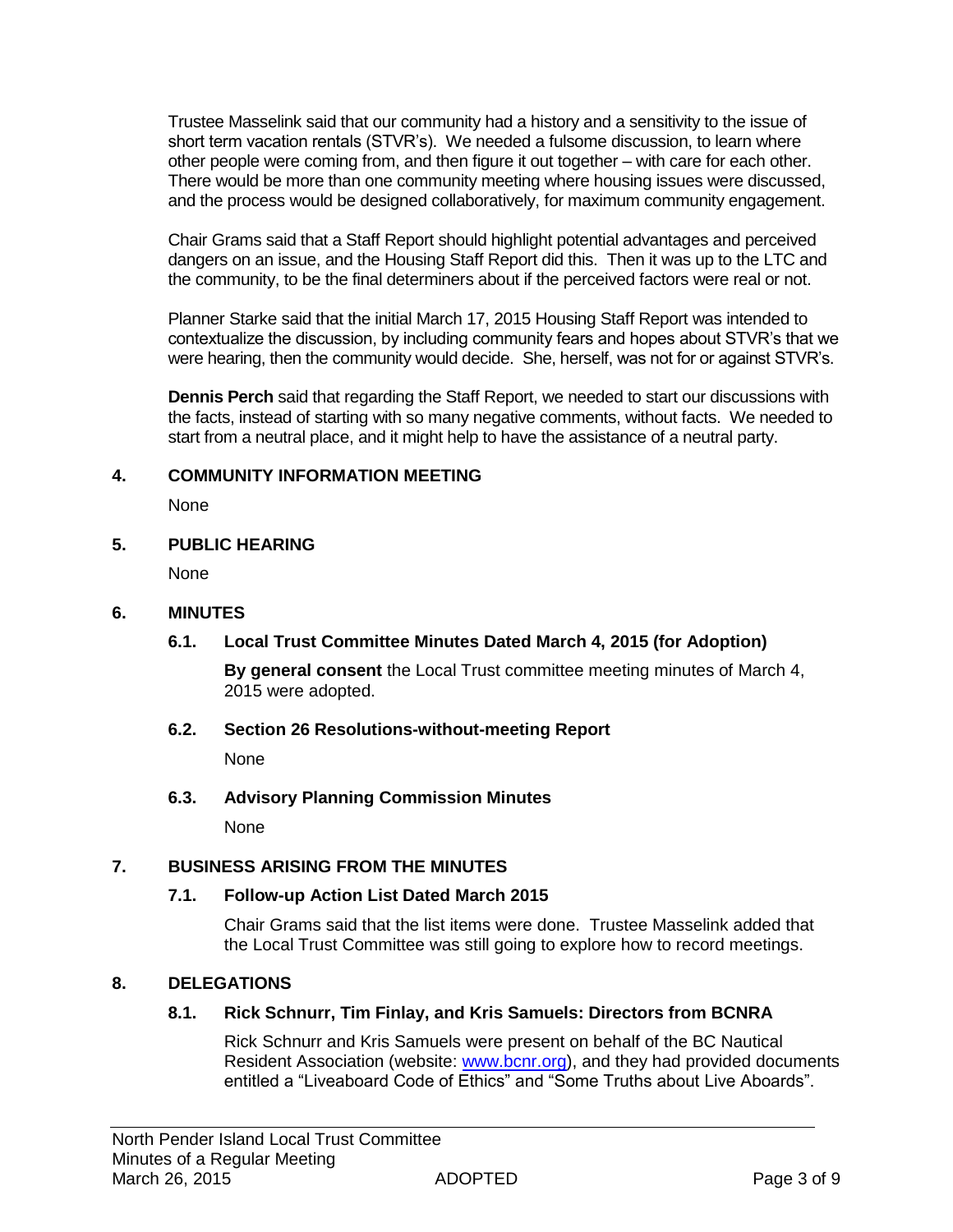Trustee Masselink said that our community had a history and a sensitivity to the issue of short term vacation rentals (STVR's). We needed a fulsome discussion, to learn where other people were coming from, and then figure it out together – with care for each other. There would be more than one community meeting where housing issues were discussed, and the process would be designed collaboratively, for maximum community engagement.

Chair Grams said that a Staff Report should highlight potential advantages and perceived dangers on an issue, and the Housing Staff Report did this. Then it was up to the LTC and the community, to be the final determiners about if the perceived factors were real or not.

Planner Starke said that the initial March 17, 2015 Housing Staff Report was intended to contextualize the discussion, by including community fears and hopes about STVR's that we were hearing, then the community would decide. She, herself, was not for or against STVR's.

**Dennis Perch** said that regarding the Staff Report, we needed to start our discussions with the facts, instead of starting with so many negative comments, without facts. We needed to start from a neutral place, and it might help to have the assistance of a neutral party.

## 4. COMMUNITY INFORMATION MEETING

None

## 5. PUBLIC HEARING

None

## 6. MINUTES

### 6.1. Local Trust Committee Minutes Dated March 4, 2015 (for Adoption)

**By general consent** the Local Trust committee meeting minutes of March 4, 2015 were adopted.

### 6.2. Section 26 Resolutions-without-meeting Report

None

### 6.3. Advisory Planning Commission Minutes

None

## 7. BUSINESS ARISING FROM THE MINUTES

### 7.1. Follow-up Action List Dated March 2015

Chair Grams said that the list items were done. Trustee Masselink added that the Local Trust Committee was still going to explore how to record meetings.

## 8. DELEGATIONS

### 8.1. Rick Schnurr, Tim Finlay, and Kris Samuels: Directors from BCNRA

Rick Schnurr and Kris Samuels were present on behalf of the BC Nautical Resident Association (website: www.bcnr.org), and they had provided documents entitled a "Liveaboard Code of Ethics" and "Some Truths about Live Aboards".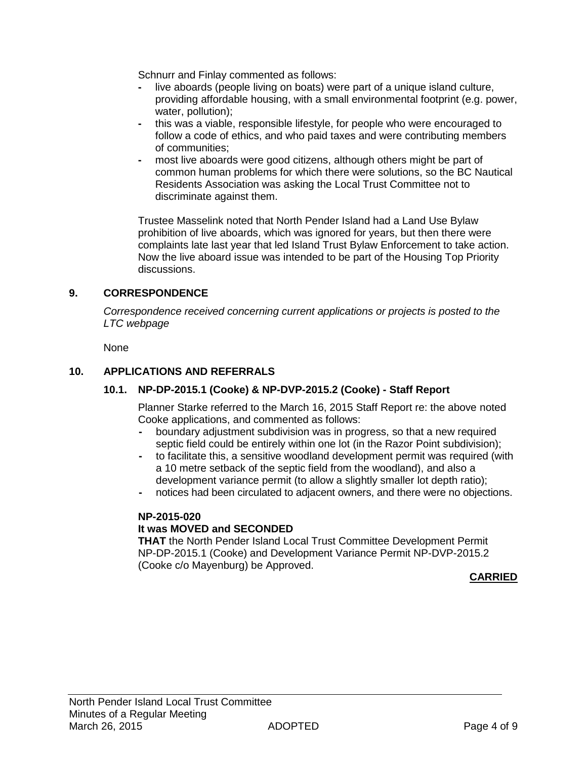Schnurr and Finlay commented as follows:

- live aboards (people living on boats) were part of a unique island culture, providing affordable housing, with a small environmental footprint (e.g. power, water, pollution);
- this was a viable, responsible lifestyle, for people who were encouraged to follow a code of ethics, and who paid taxes and were contributing members of communities;
- most live aboards were good citizens, although others might be part of common human problems for which there were solutions, so the BC Nautical Residents Association was asking the Local Trust Committee not to discriminate against them.

Trustee Masselink noted that North Pender Island had a Land Use Bylaw prohibition of live aboards, which was ignored for years, but then there were complaints late last year that led Island Trust Bylaw Enforcement to take action. Now the live aboard issue was intended to be part of the Housing Top Priority discussions.

## 9. CORRESPONDENCE

*Correspondence received concerning current applications or projects is posted to the LTC webpage*

None

## 10. APPLICATIONS AND REFERRALS

### 10.1. NP-DP-2015.1 (Cooke) & NP-DVP-2015.2 (Cooke) - Staff Report

Planner Starke referred to the March 16, 2015 Staff Report re: the above noted Cooke applications, and commented as follows:

- boundary adjustment subdivision was in progress, so that a new required septic field could be entirely within one lot (in the Razor Point subdivision);
- to facilitate this, a sensitive woodland development permit was required (with a 10 metre setback of the septic field from the woodland), and also a development variance permit (to allow a slightly smaller lot depth ratio);
- notices had been circulated to adjacent owners, and there were no objections.

**NP-2015-020**
**It was MOVED and SECONDED**
**THAT** the North Pender Island Local Trust Committee Development Permit NP-DP-2015.1 (Cooke) and Development Variance Permit NP-DVP-2015.2 (Cooke c/o Mayenburg) be Approved.

**CARRIED**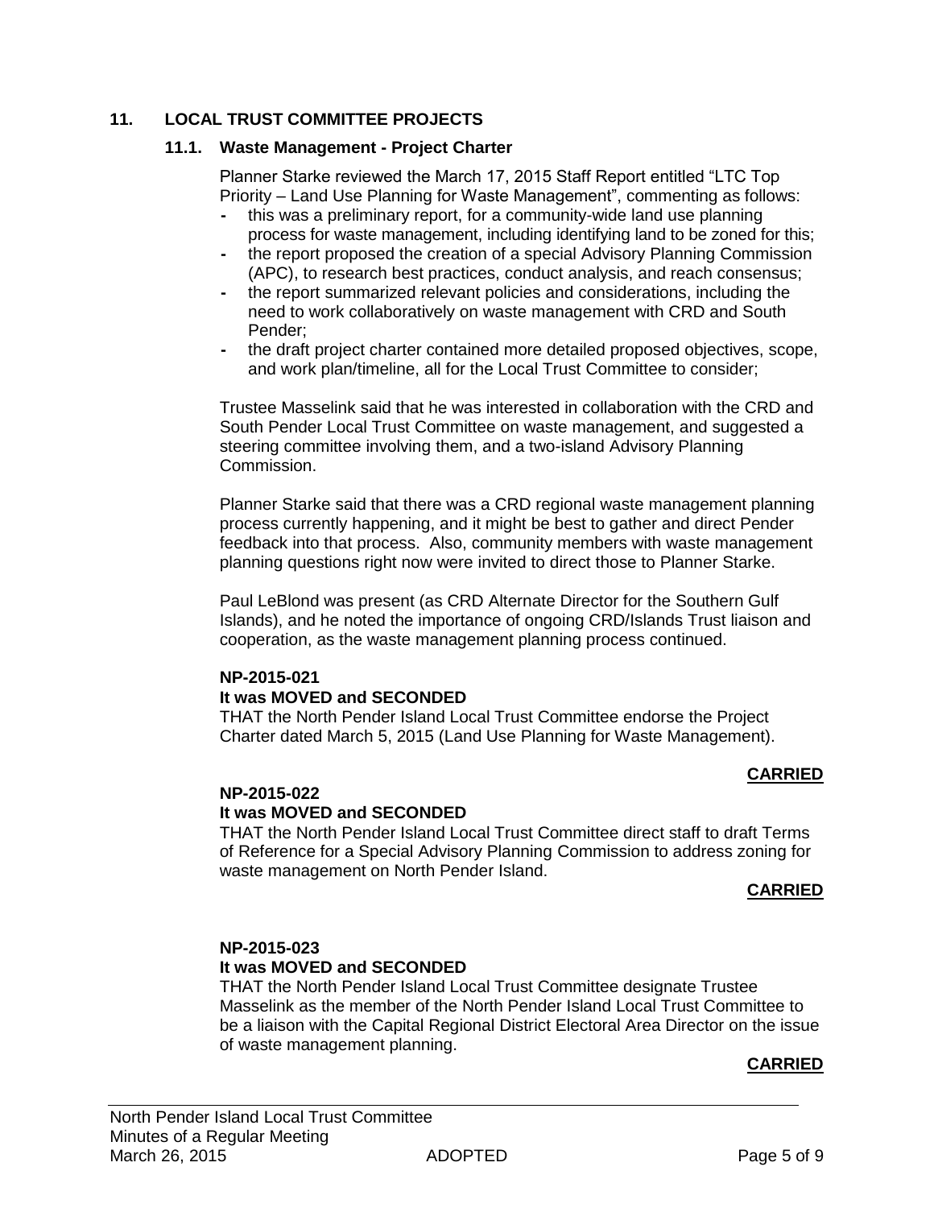## 11. LOCAL TRUST COMMITTEE PROJECTS

### 11.1. Waste Management - Project Charter

Planner Starke reviewed the March 17, 2015 Staff Report entitled "LTC Top Priority – Land Use Planning for Waste Management", commenting as follows:

- this was a preliminary report, for a community-wide land use planning process for waste management, including identifying land to be zoned for this;
- the report proposed the creation of a special Advisory Planning Commission (APC), to research best practices, conduct analysis, and reach consensus;
- the report summarized relevant policies and considerations, including the need to work collaboratively on waste management with CRD and South Pender;
- the draft project charter contained more detailed proposed objectives, scope, and work plan/timeline, all for the Local Trust Committee to consider;

Trustee Masselink said that he was interested in collaboration with the CRD and South Pender Local Trust Committee on waste management, and suggested a steering committee involving them, and a two-island Advisory Planning Commission.

Planner Starke said that there was a CRD regional waste management planning process currently happening, and it might be best to gather and direct Pender feedback into that process. Also, community members with waste management planning questions right now were invited to direct those to Planner Starke.

Paul LeBlond was present (as CRD Alternate Director for the Southern Gulf Islands), and he noted the importance of ongoing CRD/Islands Trust liaison and cooperation, as the waste management planning process continued.

**NP-2015-021**
**It was MOVED and SECONDED**
THAT the North Pender Island Local Trust Committee endorse the Project Charter dated March 5, 2015 (Land Use Planning for Waste Management).

**CARRIED**

**NP-2015-022**
**It was MOVED and SECONDED**
THAT the North Pender Island Local Trust Committee direct staff to draft Terms of Reference for a Special Advisory Planning Commission to address zoning for waste management on North Pender Island.

**CARRIED**

**NP-2015-023**
**It was MOVED and SECONDED**
THAT the North Pender Island Local Trust Committee designate Trustee Masselink as the member of the North Pender Island Local Trust Committee to be a liaison with the Capital Regional District Electoral Area Director on the issue of waste management planning.

**CARRIED**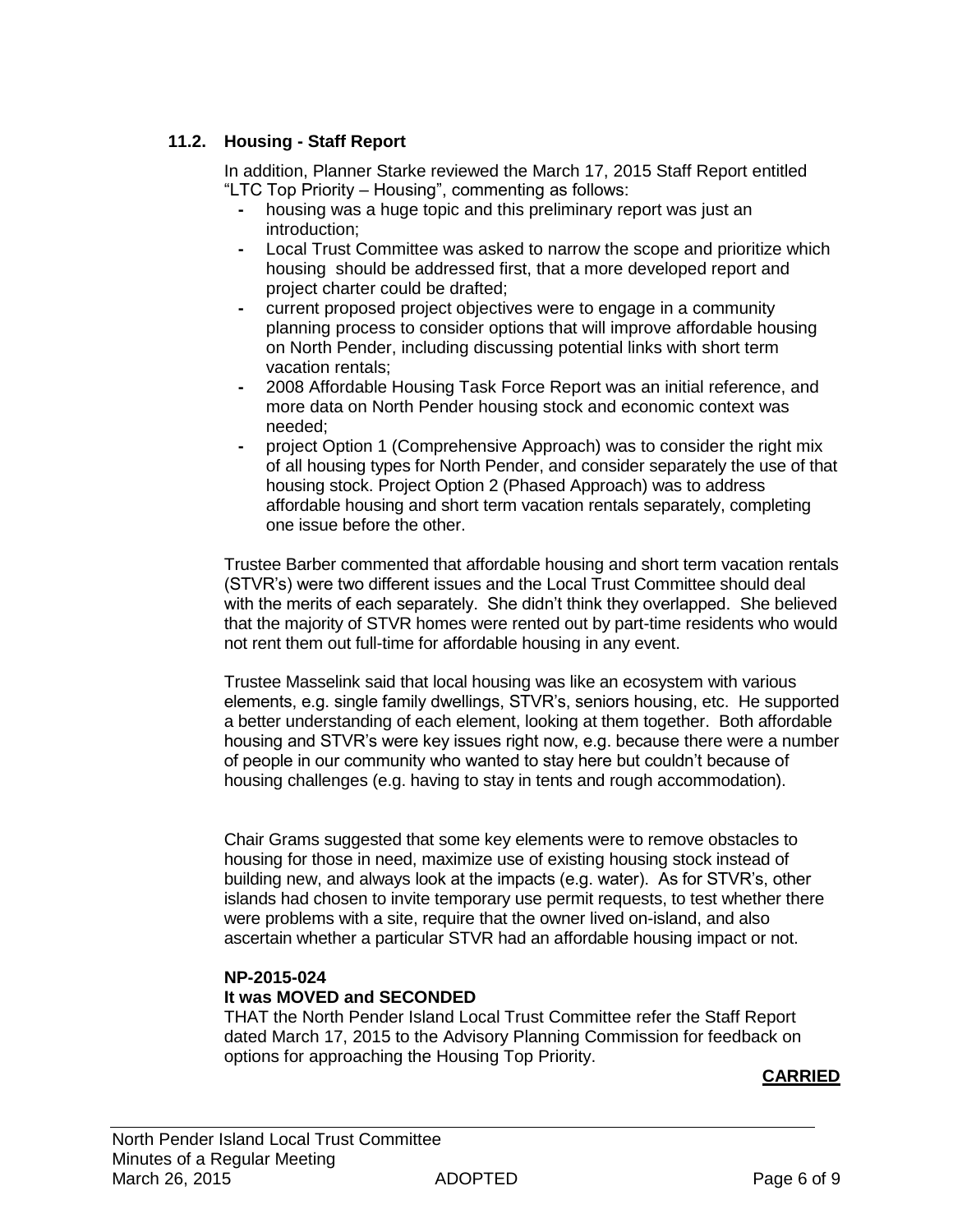### 11.2. Housing - Staff Report

In addition, Planner Starke reviewed the March 17, 2015 Staff Report entitled "LTC Top Priority – Housing", commenting as follows:

- housing was a huge topic and this preliminary report was just an introduction;
- Local Trust Committee was asked to narrow the scope and prioritize which housing should be addressed first, that a more developed report and project charter could be drafted;
- current proposed project objectives were to engage in a community planning process to consider options that will improve affordable housing on North Pender, including discussing potential links with short term vacation rentals;
- 2008 Affordable Housing Task Force Report was an initial reference, and more data on North Pender housing stock and economic context was needed;
- project Option 1 (Comprehensive Approach) was to consider the right mix of all housing types for North Pender, and consider separately the use of that housing stock. Project Option 2 (Phased Approach) was to address affordable housing and short term vacation rentals separately, completing one issue before the other.

Trustee Barber commented that affordable housing and short term vacation rentals (STVR's) were two different issues and the Local Trust Committee should deal with the merits of each separately. She didn't think they overlapped. She believed that the majority of STVR homes were rented out by part-time residents who would not rent them out full-time for affordable housing in any event.

Trustee Masselink said that local housing was like an ecosystem with various elements, e.g. single family dwellings, STVR's, seniors housing, etc. He supported a better understanding of each element, looking at them together. Both affordable housing and STVR's were key issues right now, e.g. because there were a number of people in our community who wanted to stay here but couldn't because of housing challenges (e.g. having to stay in tents and rough accommodation).

Chair Grams suggested that some key elements were to remove obstacles to housing for those in need, maximize use of existing housing stock instead of building new, and always look at the impacts (e.g. water). As for STVR's, other islands had chosen to invite temporary use permit requests, to test whether there were problems with a site, require that the owner lived on-island, and also ascertain whether a particular STVR had an affordable housing impact or not.

**NP-2015-024**
**It was MOVED and SECONDED**
THAT the North Pender Island Local Trust Committee refer the Staff Report dated March 17, 2015 to the Advisory Planning Commission for feedback on options for approaching the Housing Top Priority.

**CARRIED**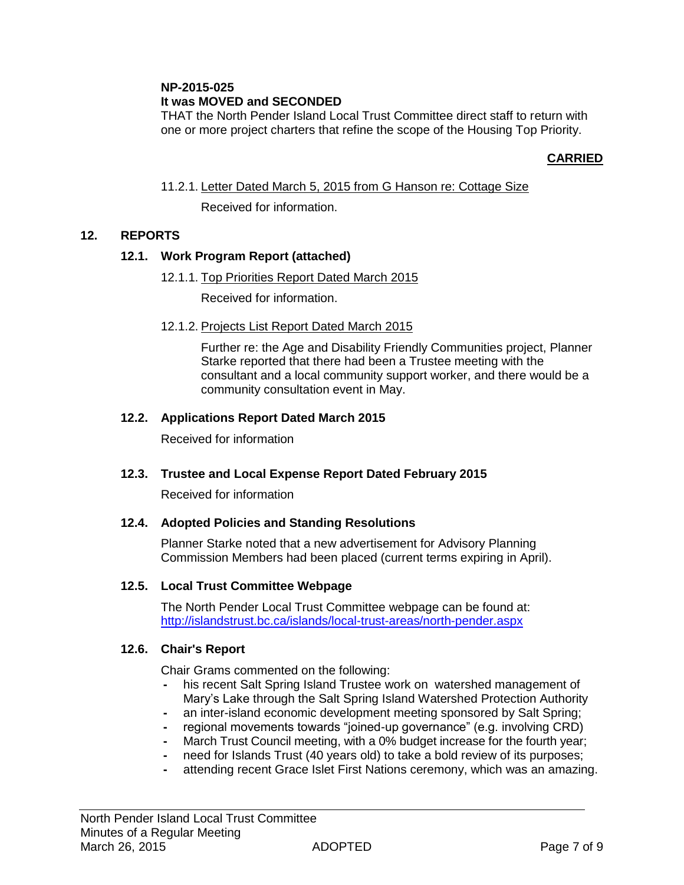**NP-2015-025**
**It was MOVED and SECONDED**
THAT the North Pender Island Local Trust Committee direct staff to return with one or more project charters that refine the scope of the Housing Top Priority.

**CARRIED**

11.2.1. Letter Dated March 5, 2015 from G Hanson re: Cottage Size

Received for information.

## 12. REPORTS

### 12.1. Work Program Report (attached)

12.1.1. Top Priorities Report Dated March 2015

Received for information.

12.1.2. Projects List Report Dated March 2015

Further re: the Age and Disability Friendly Communities project, Planner Starke reported that there had been a Trustee meeting with the consultant and a local community support worker, and there would be a community consultation event in May.

### 12.2. Applications Report Dated March 2015

Received for information

### 12.3. Trustee and Local Expense Report Dated February 2015

Received for information

### 12.4. Adopted Policies and Standing Resolutions

Planner Starke noted that a new advertisement for Advisory Planning Commission Members had been placed (current terms expiring in April).

### 12.5. Local Trust Committee Webpage

The North Pender Local Trust Committee webpage can be found at: http://islandstrust.bc.ca/islands/local-trust-areas/north-pender.aspx

### 12.6. Chair's Report

Chair Grams commented on the following:

- his recent Salt Spring Island Trustee work on watershed management of Mary's Lake through the Salt Spring Island Watershed Protection Authority
- an inter-island economic development meeting sponsored by Salt Spring;
- regional movements towards "joined-up governance" (e.g. involving CRD)
- March Trust Council meeting, with a 0% budget increase for the fourth year;
- need for Islands Trust (40 years old) to take a bold review of its purposes;
- attending recent Grace Islet First Nations ceremony, which was an amazing.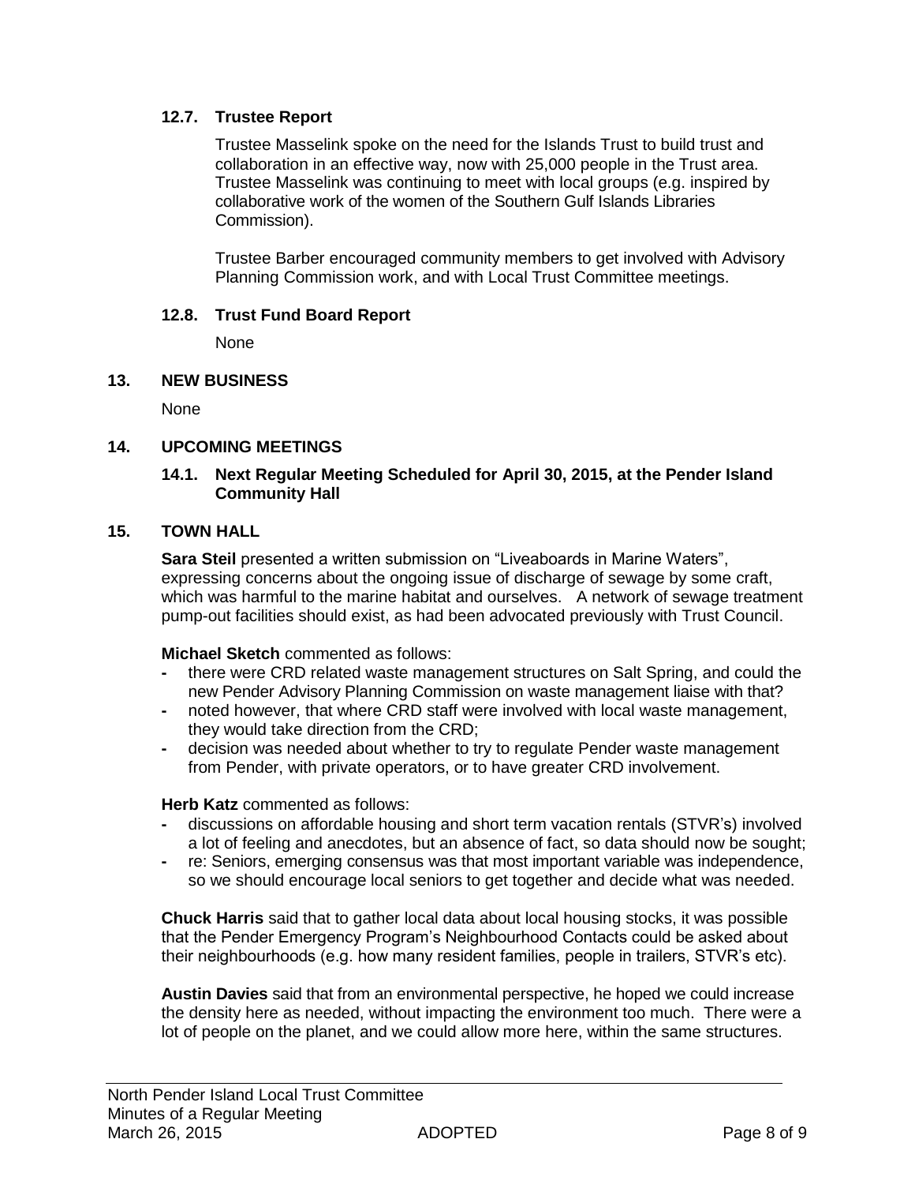### 12.7. Trustee Report

Trustee Masselink spoke on the need for the Islands Trust to build trust and collaboration in an effective way, now with 25,000 people in the Trust area. Trustee Masselink was continuing to meet with local groups (e.g. inspired by collaborative work of the women of the Southern Gulf Islands Libraries Commission).

Trustee Barber encouraged community members to get involved with Advisory Planning Commission work, and with Local Trust Committee meetings.

### 12.8. Trust Fund Board Report

None

## 13. NEW BUSINESS

None

## 14. UPCOMING MEETINGS

### 14.1. Next Regular Meeting Scheduled for April 30, 2015, at the Pender Island Community Hall

## 15. TOWN HALL

**Sara Steil** presented a written submission on "Liveaboards in Marine Waters", expressing concerns about the ongoing issue of discharge of sewage by some craft, which was harmful to the marine habitat and ourselves. A network of sewage treatment pump-out facilities should exist, as had been advocated previously with Trust Council.

**Michael Sketch** commented as follows:

- there were CRD related waste management structures on Salt Spring, and could the new Pender Advisory Planning Commission on waste management liaise with that?
- noted however, that where CRD staff were involved with local waste management, they would take direction from the CRD;
- decision was needed about whether to try to regulate Pender waste management from Pender, with private operators, or to have greater CRD involvement.

**Herb Katz** commented as follows:

- discussions on affordable housing and short term vacation rentals (STVR's) involved a lot of feeling and anecdotes, but an absence of fact, so data should now be sought;
- re: Seniors, emerging consensus was that most important variable was independence, so we should encourage local seniors to get together and decide what was needed.

**Chuck Harris** said that to gather local data about local housing stocks, it was possible that the Pender Emergency Program's Neighbourhood Contacts could be asked about their neighbourhoods (e.g. how many resident families, people in trailers, STVR's etc).

**Austin Davies** said that from an environmental perspective, he hoped we could increase the density here as needed, without impacting the environment too much. There were a lot of people on the planet, and we could allow more here, within the same structures.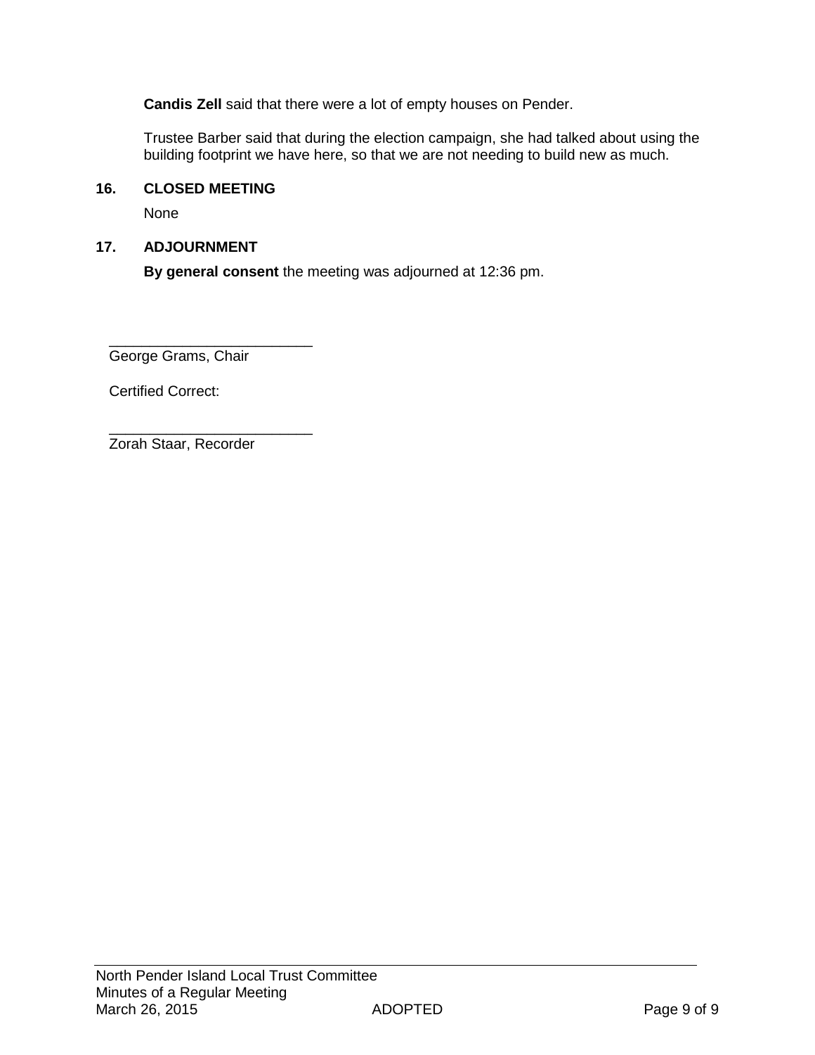**Candis Zell** said that there were a lot of empty houses on Pender.

Trustee Barber said that during the election campaign, she had talked about using the building footprint we have here, so that we are not needing to build new as much.

## 16. CLOSED MEETING

None

## 17. ADJOURNMENT

**By general consent** the meeting was adjourned at 12:36 pm.

_________________________
George Grams, Chair

Certified Correct:

_________________________
Zorah Staar, Recorder